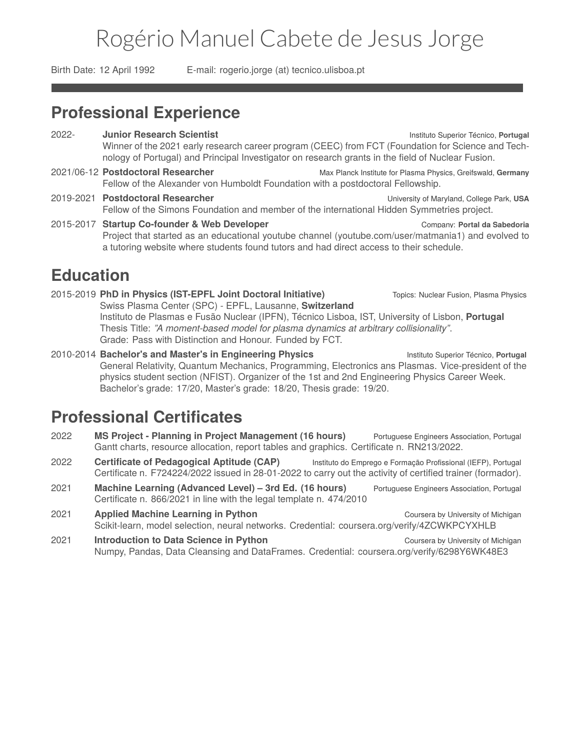# Rogério Manuel Cabete de Jesus Jorge

Birth Date: 12 April 1992 E-mail: rogerio.jorge (at) tecnico.ulisboa.pt

## Professional Experience

2022- **Junior Research Scientist** — Instituto Superior Técnico, **Portugal**
Winner of the 2021 early research career program (CEEC) from FCT (Foundation for Science and Technology of Portugal) and Principal Investigator on research grants in the field of Nuclear Fusion.

2021/06-12 **Postdoctoral Researcher** — Max Planck Institute for Plasma Physics, Greifswald, **Germany**
Fellow of the Alexander von Humboldt Foundation with a postdoctoral Fellowship.

2019-2021 **Postdoctoral Researcher** — University of Maryland, College Park, **USA**
Fellow of the Simons Foundation and member of the international Hidden Symmetries project.

2015-2017 **Startup Co-founder & Web Developer** — Company: **Portal da Sabedoria**
Project that started as an educational youtube channel (youtube.com/user/matmania1) and evolved to a tutoring website where students found tutors and had direct access to their schedule.

## Education

2015-2019 **PhD in Physics (IST-EPFL Joint Doctoral Initiative)** — Topics: Nuclear Fusion, Plasma Physics
Swiss Plasma Center (SPC) - EPFL, Lausanne, **Switzerland**
Instituto de Plasmas e Fusão Nuclear (IPFN), Técnico Lisboa, IST, University of Lisbon, **Portugal**
Thesis Title: *"A moment-based model for plasma dynamics at arbitrary collisionality"*.
Grade: Pass with Distinction and Honour. Funded by FCT.

2010-2014 **Bachelor's and Master's in Engineering Physics** — Instituto Superior Técnico, **Portugal**
General Relativity, Quantum Mechanics, Programming, Electronics ans Plasmas. Vice-president of the physics student section (NFIST). Organizer of the 1st and 2nd Engineering Physics Career Week.
Bachelor's grade: 17/20, Master's grade: 18/20, Thesis grade: 19/20.

## Professional Certificates

2022 **MS Project - Planning in Project Management (16 hours)** — Portuguese Engineers Association, Portugal
Gantt charts, resource allocation, report tables and graphics. Certificate n. RN213/2022.

2022 **Certificate of Pedagogical Aptitude (CAP)** — Instituto do Emprego e Formação Profissional (IEFP), Portugal
Certificate n. F724224/2022 issued in 28-01-2022 to carry out the activity of certified trainer (formador).

2021 **Machine Learning (Advanced Level) – 3rd Ed. (16 hours)** — Portuguese Engineers Association, Portugal
Certificate n. 866/2021 in line with the legal template n. 474/2010

2021 **Applied Machine Learning in Python** — Coursera by University of Michigan
Scikit-learn, model selection, neural networks. Credential: coursera.org/verify/4ZCWKPCYXHLB

2021 **Introduction to Data Science in Python** — Coursera by University of Michigan
Numpy, Pandas, Data Cleansing and DataFrames. Credential: coursera.org/verify/6298Y6WK48E3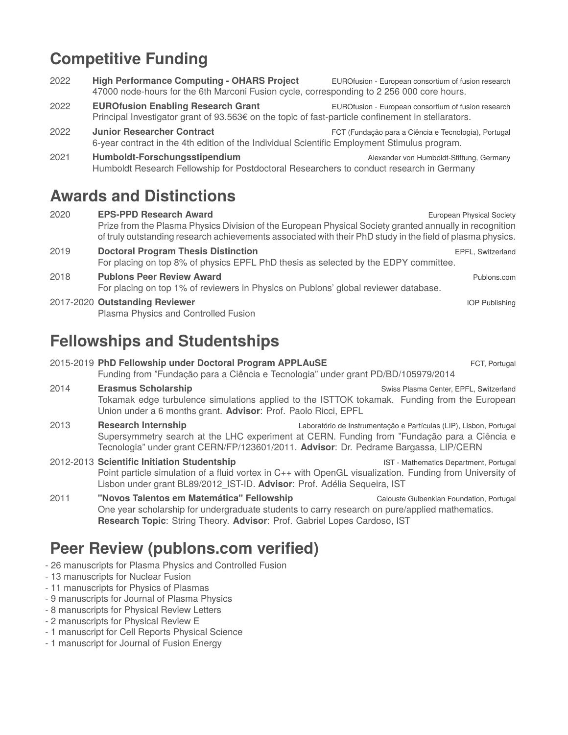# Competitive Funding

2022 **High Performance Computing - OHARS Project** — EUROfusion - European consortium of fusion research
47000 node-hours for the 6th Marconi Fusion cycle, corresponding to 2 256 000 core hours.

2022 **EUROfusion Enabling Research Grant** — EUROfusion - European consortium of fusion research
Principal Investigator grant of 93.563€ on the topic of fast-particle confinement in stellarators.

2022 **Junior Researcher Contract** — FCT (Fundação para a Ciência e Tecnologia), Portugal
6-year contract in the 4th edition of the Individual Scientific Employment Stimulus program.

2021 **Humboldt-Forschungsstipendium** — Alexander von Humboldt-Stiftung, Germany
Humboldt Research Fellowship for Postdoctoral Researchers to conduct research in Germany

# Awards and Distinctions

2020 **EPS-PPD Research Award** — European Physical Society
Prize from the Plasma Physics Division of the European Physical Society granted annually in recognition of truly outstanding research achievements associated with their PhD study in the field of plasma physics.

2019 **Doctoral Program Thesis Distinction** — EPFL, Switzerland
For placing on top 8% of physics EPFL PhD thesis as selected by the EDPY committee.

2018 **Publons Peer Review Award** — Publons.com
For placing on top 1% of reviewers in Physics on Publons' global reviewer database.

2017-2020 **Outstanding Reviewer** — IOP Publishing
Plasma Physics and Controlled Fusion

# Fellowships and Studentships

2015-2019 **PhD Fellowship under Doctoral Program APPLAuSE** — FCT, Portugal
Funding from "Fundação para a Ciência e Tecnologia" under grant PD/BD/105979/2014

2014 **Erasmus Scholarship** — Swiss Plasma Center, EPFL, Switzerland
Tokamak edge turbulence simulations applied to the ISTTOK tokamak. Funding from the European Union under a 6 months grant. **Advisor**: Prof. Paolo Ricci, EPFL

2013 **Research Internship** — Laboratório de Instrumentação e Partículas (LIP), Lisbon, Portugal
Supersymmetry search at the LHC experiment at CERN. Funding from "Fundação para a Ciência e Tecnologia" under grant CERN/FP/123601/2011. **Advisor**: Dr. Pedrame Bargassa, LIP/CERN

2012-2013 **Scientific Initiation Studentship** — IST - Mathematics Department, Portugal
Point particle simulation of a fluid vortex in C++ with OpenGL visualization. Funding from University of Lisbon under grant BL89/2012_IST-ID. **Advisor**: Prof. Adélia Sequeira, IST

2011 **"Novos Talentos em Matemática" Fellowship** — Calouste Gulbenkian Foundation, Portugal
One year scholarship for undergraduate students to carry research on pure/applied mathematics. **Research Topic**: String Theory. **Advisor**: Prof. Gabriel Lopes Cardoso, IST

# Peer Review (publons.com verified)

- 26 manuscripts for Plasma Physics and Controlled Fusion
- 13 manuscripts for Nuclear Fusion
- 11 manuscripts for Physics of Plasmas
- 9 manuscripts for Journal of Plasma Physics
- 8 manuscripts for Physical Review Letters
- 2 manuscripts for Physical Review E
- 1 manuscript for Cell Reports Physical Science
- 1 manuscript for Journal of Fusion Energy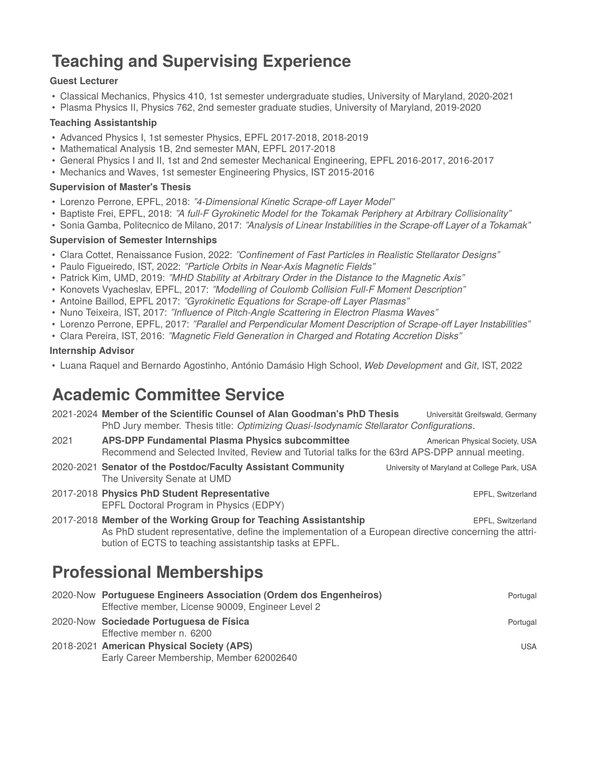# Teaching and Supervising Experience

### Guest Lecturer

- Classical Mechanics, Physics 410, 1st semester undergraduate studies, University of Maryland, 2020-2021
- Plasma Physics II, Physics 762, 2nd semester graduate studies, University of Maryland, 2019-2020

### Teaching Assistantship

- Advanced Physics I, 1st semester Physics, EPFL 2017-2018, 2018-2019
- Mathematical Analysis 1B, 2nd semester MAN, EPFL 2017-2018
- General Physics I and II, 1st and 2nd semester Mechanical Engineering, EPFL 2016-2017, 2016-2017
- Mechanics and Waves, 1st semester Engineering Physics, IST 2015-2016

### Supervision of Master's Thesis

- Lorenzo Perrone, EPFL, 2018: *"4-Dimensional Kinetic Scrape-off Layer Model"*
- Baptiste Frei, EPFL, 2018: *"A full-F Gyrokinetic Model for the Tokamak Periphery at Arbitrary Collisionality"*
- Sonia Gamba, Politecnico de Milano, 2017: *"Analysis of Linear Instabilities in the Scrape-off Layer of a Tokamak"*

### Supervision of Semester Internships

- Clara Cottet, Renaissance Fusion, 2022: *"Confinement of Fast Particles in Realistic Stellarator Designs"*
- Paulo Figueiredo, IST, 2022: *"Particle Orbits in Near-Axis Magnetic Fields"*
- Patrick Kim, UMD, 2019: *"MHD Stability at Arbitrary Order in the Distance to the Magnetic Axis"*
- Konovets Vyacheslav, EPFL, 2017: *"Modelling of Coulomb Collision Full-F Moment Description"*
- Antoine Baillod, EPFL 2017: *"Gyrokinetic Equations for Scrape-off Layer Plasmas"*
- Nuno Teixeira, IST, 2017: *"Influence of Pitch-Angle Scattering in Electron Plasma Waves"*
- Lorenzo Perrone, EPFL, 2017: *"Parallel and Perpendicular Moment Description of Scrape-off Layer Instabilities"*
- Clara Pereira, IST, 2016: *"Magnetic Field Generation in Charged and Rotating Accretion Disks"*

### Internship Advisor

- Luana Raquel and Bernardo Agostinho, António Damásio High School, *Web Development* and *Git*, IST, 2022

# Academic Committee Service

2021-2024 **Member of the Scientific Counsel of Alan Goodman's PhD Thesis** — Universität Greifswald, Germany
PhD Jury member. Thesis title: *Optimizing Quasi-Isodynamic Stellarator Configurations*.

2021 **APS-DPP Fundamental Plasma Physics subcommittee** — American Physical Society, USA
Recommend and Selected Invited, Review and Tutorial talks for the 63rd APS-DPP annual meeting.

2020-2021 **Senator of the Postdoc/Faculty Assistant Community** — University of Maryland at College Park, USA
The University Senate at UMD

2017-2018 **Physics PhD Student Representative** — EPFL, Switzerland
EPFL Doctoral Program in Physics (EDPY)

2017-2018 **Member of the Working Group for Teaching Assistantship** — EPFL, Switzerland
As PhD student representative, define the implementation of a European directive concerning the attribution of ECTS to teaching assistantship tasks at EPFL.

# Professional Memberships

2020-Now **Portuguese Engineers Association (Ordem dos Engenheiros)** — Portugal
Effective member, License 90009, Engineer Level 2

2020-Now **Sociedade Portuguesa de Física** — Portugal
Effective member n. 6200

2018-2021 **American Physical Society (APS)** — USA
Early Career Membership, Member 62002640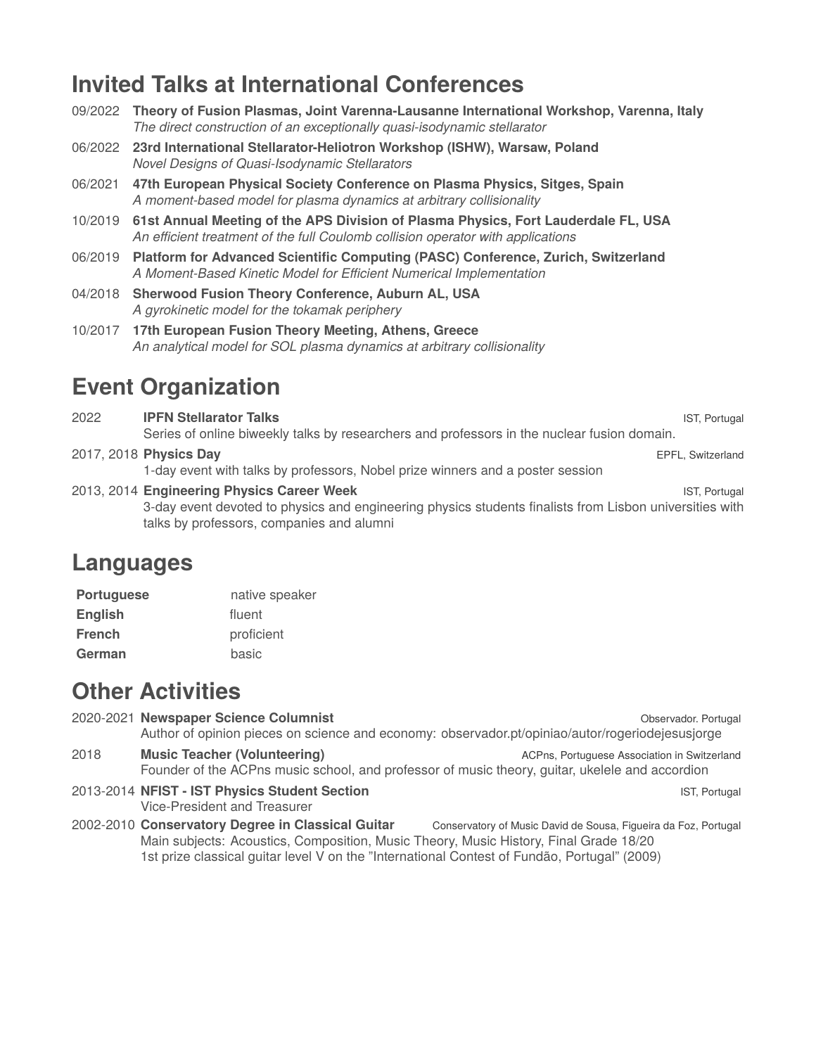## Invited Talks at International Conferences

- 09/2022 **Theory of Fusion Plasmas, Joint Varenna-Lausanne International Workshop, Varenna, Italy**
  *The direct construction of an exceptionally quasi-isodynamic stellarator*
- 06/2022 **23rd International Stellarator-Heliotron Workshop (ISHW), Warsaw, Poland**
  *Novel Designs of Quasi-Isodynamic Stellarators*
- 06/2021 **47th European Physical Society Conference on Plasma Physics, Sitges, Spain**
  *A moment-based model for plasma dynamics at arbitrary collisionality*
- 10/2019 **61st Annual Meeting of the APS Division of Plasma Physics, Fort Lauderdale FL, USA**
  *An efficient treatment of the full Coulomb collision operator with applications*
- 06/2019 **Platform for Advanced Scientific Computing (PASC) Conference, Zurich, Switzerland**
  *A Moment-Based Kinetic Model for Efficient Numerical Implementation*
- 04/2018 **Sherwood Fusion Theory Conference, Auburn AL, USA**
  *A gyrokinetic model for the tokamak periphery*
- 10/2017 **17th European Fusion Theory Meeting, Athens, Greece**
  *An analytical model for SOL plasma dynamics at arbitrary collisionality*

## Event Organization

- 2022 **IPFN Stellarator Talks** — IST, Portugal
  Series of online biweekly talks by researchers and professors in the nuclear fusion domain.
- 2017, 2018 **Physics Day** — EPFL, Switzerland
  1-day event with talks by professors, Nobel prize winners and a poster session
- 2013, 2014 **Engineering Physics Career Week** — IST, Portugal
  3-day event devoted to physics and engineering physics students finalists from Lisbon universities with talks by professors, companies and alumni

## Languages

| | |
|---|---|
| **Portuguese** | native speaker |
| **English** | fluent |
| **French** | proficient |
| **German** | basic |

## Other Activities

- 2020-2021 **Newspaper Science Columnist** — Observador. Portugal
  Author of opinion pieces on science and economy: observador.pt/opiniao/autor/rogeriodejesusjorge
- 2018 **Music Teacher (Volunteering)** — ACPns, Portuguese Association in Switzerland
  Founder of the ACPns music school, and professor of music theory, guitar, ukelele and accordion
- 2013-2014 **NFIST - IST Physics Student Section** — IST, Portugal
  Vice-President and Treasurer
- 2002-2010 **Conservatory Degree in Classical Guitar** — Conservatory of Music David de Sousa, Figueira da Foz, Portugal
  Main subjects: Acoustics, Composition, Music Theory, Music History, Final Grade 18/20
  1st prize classical guitar level V on the "International Contest of Fundão, Portugal" (2009)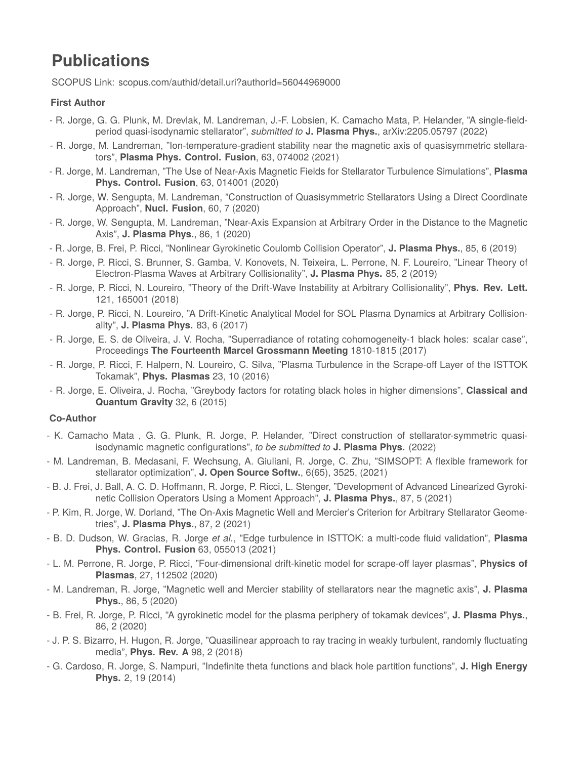# Publications

SCOPUS Link: scopus.com/authid/detail.uri?authorId=56044969000

### First Author

- R. Jorge, G. G. Plunk, M. Drevlak, M. Landreman, J.-F. Lobsien, K. Camacho Mata, P. Helander, "A single-field-period quasi-isodynamic stellarator", *submitted to* **J. Plasma Phys.**, arXiv:2205.05797 (2022)
- R. Jorge, M. Landreman, "Ion-temperature-gradient stability near the magnetic axis of quasisymmetric stellarators", **Plasma Phys. Control. Fusion**, 63, 074002 (2021)
- R. Jorge, M. Landreman, "The Use of Near-Axis Magnetic Fields for Stellarator Turbulence Simulations", **Plasma Phys. Control. Fusion**, 63, 014001 (2020)
- R. Jorge, W. Sengupta, M. Landreman, "Construction of Quasisymmetric Stellarators Using a Direct Coordinate Approach", **Nucl. Fusion**, 60, 7 (2020)
- R. Jorge, W. Sengupta, M. Landreman, "Near-Axis Expansion at Arbitrary Order in the Distance to the Magnetic Axis", **J. Plasma Phys.**, 86, 1 (2020)
- R. Jorge, B. Frei, P. Ricci, "Nonlinear Gyrokinetic Coulomb Collision Operator", **J. Plasma Phys.**, 85, 6 (2019)
- R. Jorge, P. Ricci, S. Brunner, S. Gamba, V. Konovets, N. Teixeira, L. Perrone, N. F. Loureiro, "Linear Theory of Electron-Plasma Waves at Arbitrary Collisionality", **J. Plasma Phys.** 85, 2 (2019)
- R. Jorge, P. Ricci, N. Loureiro, "Theory of the Drift-Wave Instability at Arbitrary Collisionality", **Phys. Rev. Lett.** 121, 165001 (2018)
- R. Jorge, P. Ricci, N. Loureiro, "A Drift-Kinetic Analytical Model for SOL Plasma Dynamics at Arbitrary Collisionality", **J. Plasma Phys.** 83, 6 (2017)
- R. Jorge, E. S. de Oliveira, J. V. Rocha, "Superradiance of rotating cohomogeneity-1 black holes: scalar case", Proceedings **The Fourteenth Marcel Grossmann Meeting** 1810-1815 (2017)
- R. Jorge, P. Ricci, F. Halpern, N. Loureiro, C. Silva, "Plasma Turbulence in the Scrape-off Layer of the ISTTOK Tokamak", **Phys. Plasmas** 23, 10 (2016)
- R. Jorge, E. Oliveira, J. Rocha, "Greybody factors for rotating black holes in higher dimensions", **Classical and Quantum Gravity** 32, 6 (2015)

### Co-Author

- K. Camacho Mata , G. G. Plunk, R. Jorge, P. Helander, "Direct construction of stellarator-symmetric quasi-isodynamic magnetic configurations", *to be submitted to* **J. Plasma Phys.** (2022)
- M. Landreman, B. Medasani, F. Wechsung, A. Giuliani, R. Jorge, C. Zhu, "SIMSOPT: A flexible framework for stellarator optimization", **J. Open Source Softw.**, 6(65), 3525, (2021)
- B. J. Frei, J. Ball, A. C. D. Hoffmann, R. Jorge, P. Ricci, L. Stenger, "Development of Advanced Linearized Gyrokinetic Collision Operators Using a Moment Approach", **J. Plasma Phys.**, 87, 5 (2021)
- P. Kim, R. Jorge, W. Dorland, "The On-Axis Magnetic Well and Mercier's Criterion for Arbitrary Stellarator Geometries", **J. Plasma Phys.**, 87, 2 (2021)
- B. D. Dudson, W. Gracias, R. Jorge *et al.*, "Edge turbulence in ISTTOK: a multi-code fluid validation", **Plasma Phys. Control. Fusion** 63, 055013 (2021)
- L. M. Perrone, R. Jorge, P. Ricci, "Four-dimensional drift-kinetic model for scrape-off layer plasmas", **Physics of Plasmas**, 27, 112502 (2020)
- M. Landreman, R. Jorge, "Magnetic well and Mercier stability of stellarators near the magnetic axis", **J. Plasma Phys.**, 86, 5 (2020)
- B. Frei, R. Jorge, P. Ricci, "A gyrokinetic model for the plasma periphery of tokamak devices", **J. Plasma Phys.**, 86, 2 (2020)
- J. P. S. Bizarro, H. Hugon, R. Jorge, "Quasilinear approach to ray tracing in weakly turbulent, randomly fluctuating media", **Phys. Rev. A** 98, 2 (2018)
- G. Cardoso, R. Jorge, S. Nampuri, "Indefinite theta functions and black hole partition functions", **J. High Energy Phys.** 2, 19 (2014)